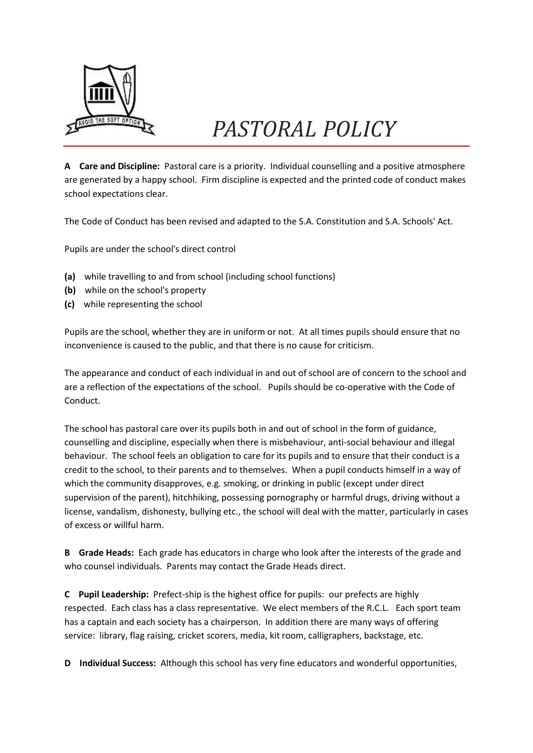# *PASTORAL POLICY*

**A Care and Discipline:** Pastoral care is a priority. Individual counselling and a positive atmosphere are generated by a happy school. Firm discipline is expected and the printed code of conduct makes school expectations clear.

The Code of Conduct has been revised and adapted to the S.A. Constitution and S.A. Schools' Act.

Pupils are under the school's direct control

**(a)** while travelling to and from school (including school functions)
**(b)** while on the school's property
**(c)** while representing the school

Pupils are the school, whether they are in uniform or not. At all times pupils should ensure that no inconvenience is caused to the public, and that there is no cause for criticism.

The appearance and conduct of each individual in and out of school are of concern to the school and are a reflection of the expectations of the school. Pupils should be co-operative with the Code of Conduct.

The school has pastoral care over its pupils both in and out of school in the form of guidance, counselling and discipline, especially when there is misbehaviour, anti-social behaviour and illegal behaviour. The school feels an obligation to care for its pupils and to ensure that their conduct is a credit to the school, to their parents and to themselves. When a pupil conducts himself in a way of which the community disapproves, e.g. smoking, or drinking in public (except under direct supervision of the parent), hitchhiking, possessing pornography or harmful drugs, driving without a license, vandalism, dishonesty, bullying etc., the school will deal with the matter, particularly in cases of excess or willful harm.

**B Grade Heads:** Each grade has educators in charge who look after the interests of the grade and who counsel individuals. Parents may contact the Grade Heads direct.

**C Pupil Leadership:** Prefect-ship is the highest office for pupils: our prefects are highly respected. Each class has a class representative. We elect members of the R.C.L. Each sport team has a captain and each society has a chairperson. In addition there are many ways of offering service: library, flag raising, cricket scorers, media, kit room, calligraphers, backstage, etc.

**D Individual Success:** Although this school has very fine educators and wonderful opportunities,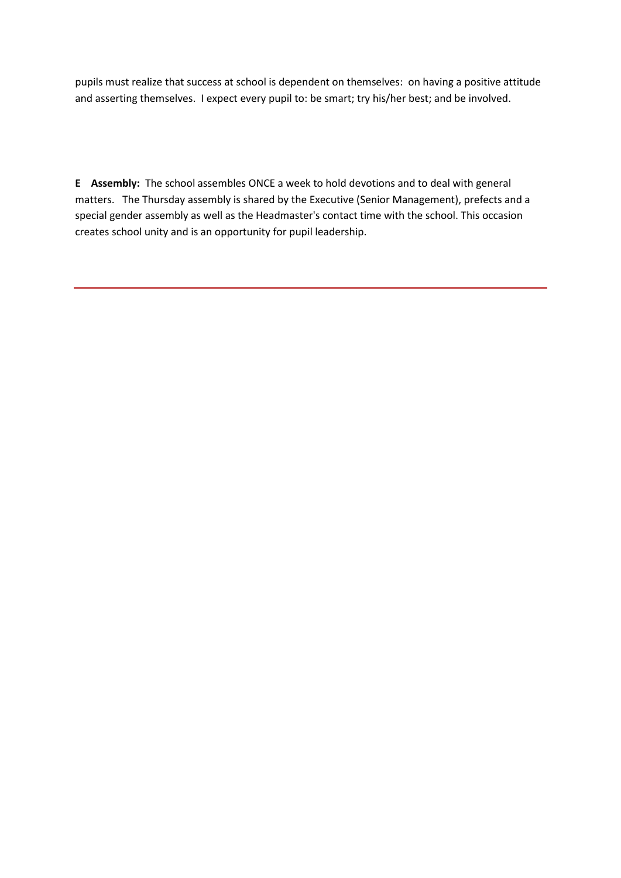pupils must realize that success at school is dependent on themselves: on having a positive attitude and asserting themselves. I expect every pupil to: be smart; try his/her best; and be involved.

**E Assembly:** The school assembles ONCE a week to hold devotions and to deal with general matters. The Thursday assembly is shared by the Executive (Senior Management), prefects and a special gender assembly as well as the Headmaster's contact time with the school. This occasion creates school unity and is an opportunity for pupil leadership.

---